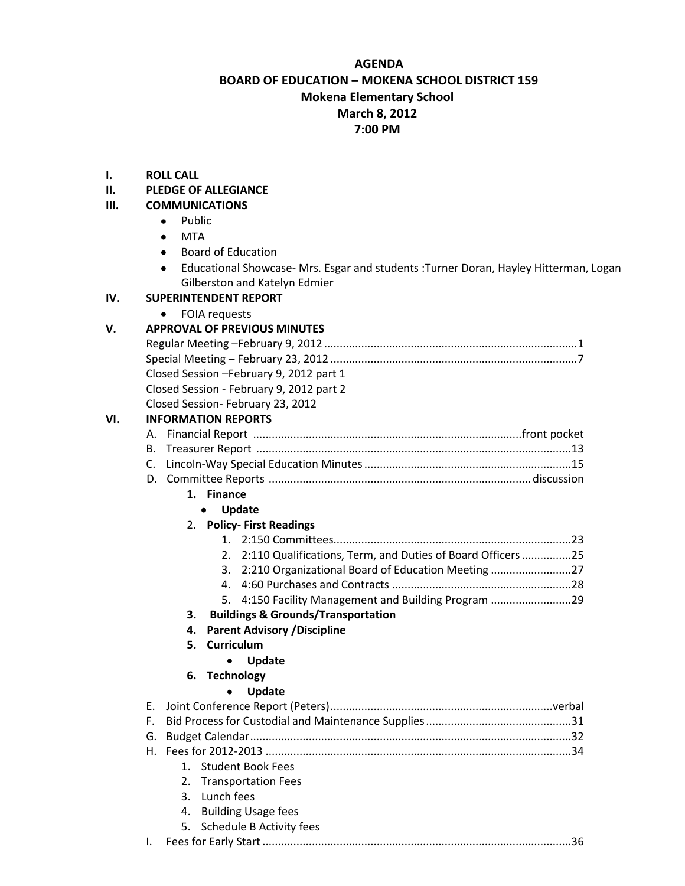**AGENDA**
**BOARD OF EDUCATION – MOKENA SCHOOL DISTRICT 159**
**Mokena Elementary School**
**March 8, 2012**
**7:00 PM**

**I. ROLL CALL**

**II. PLEDGE OF ALLEGIANCE**

**III. COMMUNICATIONS**

- Public
- MTA
- Board of Education
- Educational Showcase- Mrs. Esgar and students :Turner Doran, Hayley Hitterman, Logan Gilberston and Katelyn Edmier

**IV. SUPERINTENDENT REPORT**

- FOIA requests

**V. APPROVAL OF PREVIOUS MINUTES**

Regular Meeting –February 9, 2012 ....................1
Special Meeting – February 23, 2012 ....................7
Closed Session –February 9, 2012 part 1
Closed Session - February 9, 2012 part 2
Closed Session- February 23, 2012

**VI. INFORMATION REPORTS**

A. Financial Report ....................front pocket
B. Treasurer Report ....................13
C. Lincoln-Way Special Education Minutes ....................15
D. Committee Reports ....................discussion
   1. **Finance**
      - **Update**
   2. **Policy- First Readings**
      1. 2:150 Committees....................23
      2. 2:110 Qualifications, Term, and Duties of Board Officers ....................25
      3. 2:210 Organizational Board of Education Meeting ....................27
      4. 4:60 Purchases and Contracts ....................28
      5. 4:150 Facility Management and Building Program ....................29
   3. **Buildings & Grounds/Transportation**
   4. **Parent Advisory /Discipline**
   5. **Curriculum**
      - **Update**
   6. **Technology**
      - **Update**

E. Joint Conference Report (Peters)....................verbal
F. Bid Process for Custodial and Maintenance Supplies ....................31
G. Budget Calendar....................32
H. Fees for 2012-2013 ....................34
   1. Student Book Fees
   2. Transportation Fees
   3. Lunch fees
   4. Building Usage fees
   5. Schedule B Activity fees

I. Fees for Early Start ....................36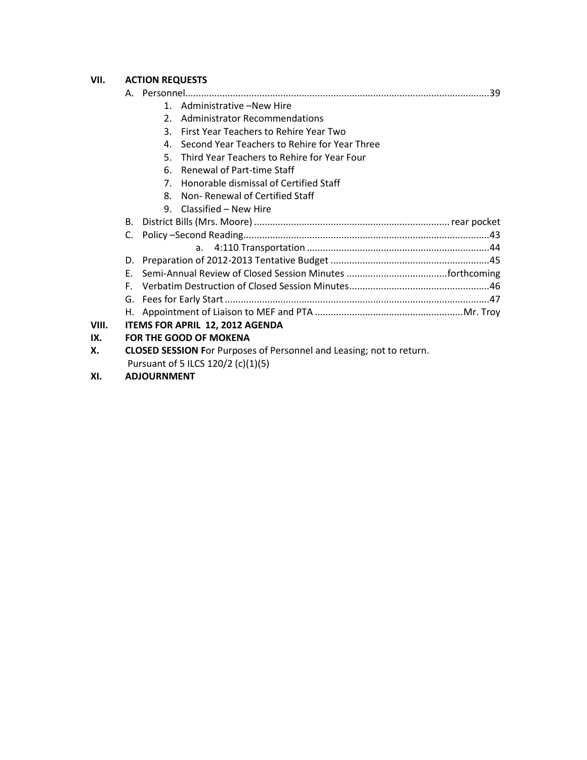**VII. ACTION REQUESTS**

A. Personnel....................................................................................................................39
   1. Administrative –New Hire
   2. Administrator Recommendations
   3. First Year Teachers to Rehire Year Two
   4. Second Year Teachers to Rehire for Year Three
   5. Third Year Teachers to Rehire for Year Four
   6. Renewal of Part-time Staff
   7. Honorable dismissal of Certified Staff
   8. Non- Renewal of Certified Staff
   9. Classified – New Hire

B. District Bills (Mrs. Moore) .......................................................................... rear pocket

C. Policy –Second Reading.............................................................................................43
   a. 4:110 Transportation .....................................................................44

D. Preparation of 2012-2013 Tentative Budget ............................................................45

E. Semi-Annual Review of Closed Session Minutes ......................................forthcoming

F. Verbatim Destruction of Closed Session Minutes.....................................................46

G. Fees for Early Start ...................................................................................................47

H. Appointment of Liaison to MEF and PTA ........................................................Mr. Troy

**VIII. ITEMS FOR APRIL 12, 2012 AGENDA**

**IX. FOR THE GOOD OF MOKENA**

**X. CLOSED SESSION F**or Purposes of Personnel and Leasing; not to return.
Pursuant of 5 ILCS 120/2 (c)(1)(5)

**XI. ADJOURNMENT**